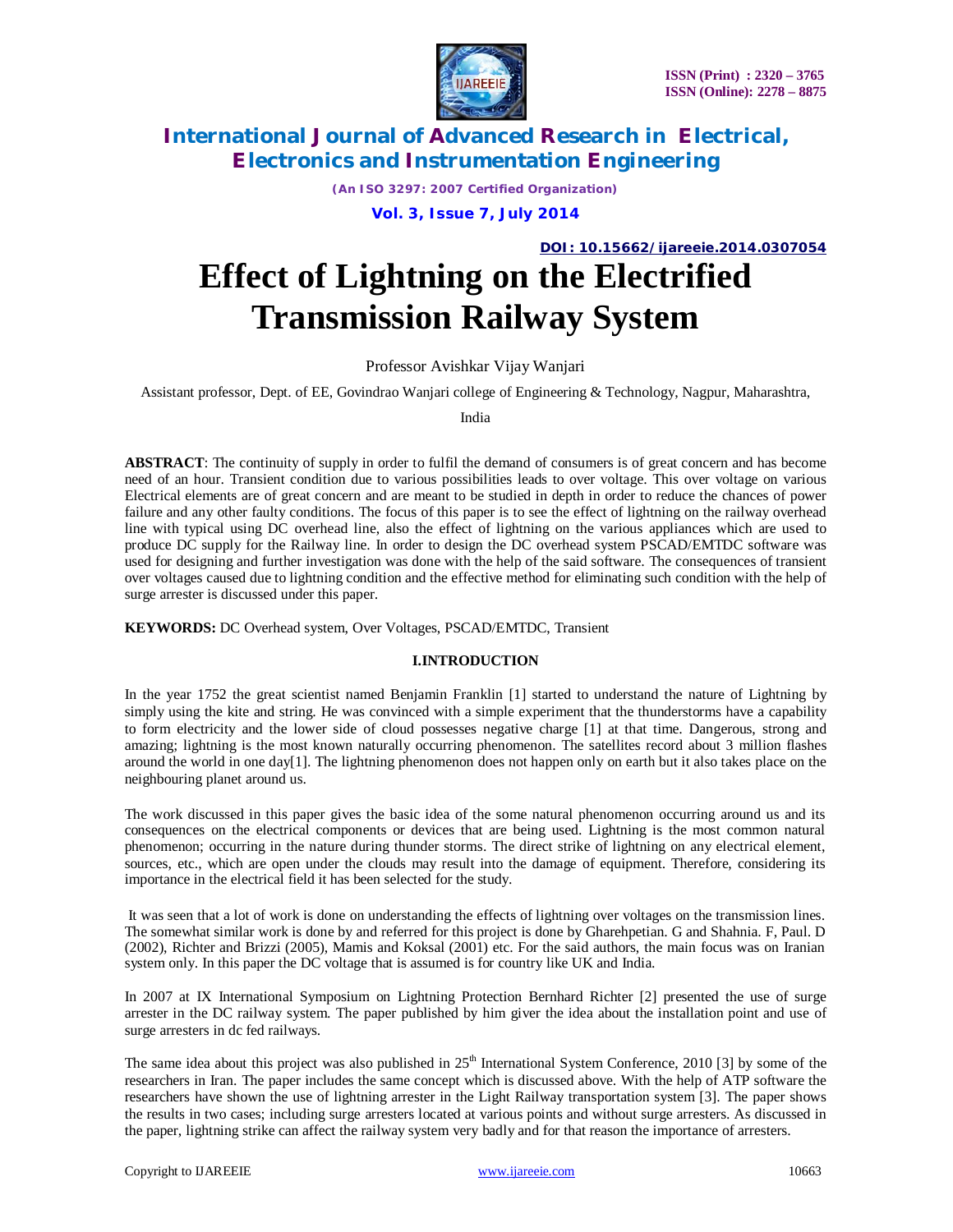**DOI: 10.15662/ijareeie.2014.0307054**

# Effect of Lightning on the Electrified Transmission Railway System

Professor Avishkar Vijay Wanjari

Assistant professor, Dept. of EE, Govindrao Wanjari college of Engineering & Technology, Nagpur, Maharashtra, India

**ABSTRACT**: The continuity of supply in order to fulfil the demand of consumers is of great concern and has become need of an hour. Transient condition due to various possibilities leads to over voltage. This over voltage on various Electrical elements are of great concern and are meant to be studied in depth in order to reduce the chances of power failure and any other faulty conditions. The focus of this paper is to see the effect of lightning on the railway overhead line with typical using DC overhead line, also the effect of lightning on the various appliances which are used to produce DC supply for the Railway line. In order to design the DC overhead system PSCAD/EMTDC software was used for designing and further investigation was done with the help of the said software. The consequences of transient over voltages caused due to lightning condition and the effective method for eliminating such condition with the help of surge arrester is discussed under this paper.

**KEYWORDS:** DC Overhead system, Over Voltages, PSCAD/EMTDC, Transient

## I.INTRODUCTION

In the year 1752 the great scientist named Benjamin Franklin [1] started to understand the nature of Lightning by simply using the kite and string. He was convinced with a simple experiment that the thunderstorms have a capability to form electricity and the lower side of cloud possesses negative charge [1] at that time. Dangerous, strong and amazing; lightning is the most known naturally occurring phenomenon. The satellites record about 3 million flashes around the world in one day[1]. The lightning phenomenon does not happen only on earth but it also takes place on the neighbouring planet around us.

The work discussed in this paper gives the basic idea of the some natural phenomenon occurring around us and its consequences on the electrical components or devices that are being used. Lightning is the most common natural phenomenon; occurring in the nature during thunder storms. The direct strike of lightning on any electrical element, sources, etc., which are open under the clouds may result into the damage of equipment. Therefore, considering its importance in the electrical field it has been selected for the study.

It was seen that a lot of work is done on understanding the effects of lightning over voltages on the transmission lines. The somewhat similar work is done by and referred for this project is done by Gharehpetian. G and Shahnia. F, Paul. D (2002), Richter and Brizzi (2005), Mamis and Koksal (2001) etc. For the said authors, the main focus was on Iranian system only. In this paper the DC voltage that is assumed is for country like UK and India.

In 2007 at IX International Symposium on Lightning Protection Bernhard Richter [2] presented the use of surge arrester in the DC railway system. The paper published by him giver the idea about the installation point and use of surge arresters in dc fed railways.

The same idea about this project was also published in 25th International System Conference, 2010 [3] by some of the researchers in Iran. The paper includes the same concept which is discussed above. With the help of ATP software the researchers have shown the use of lightning arrester in the Light Railway transportation system [3]. The paper shows the results in two cases; including surge arresters located at various points and without surge arresters. As discussed in the paper, lightning strike can affect the railway system very badly and for that reason the importance of arresters.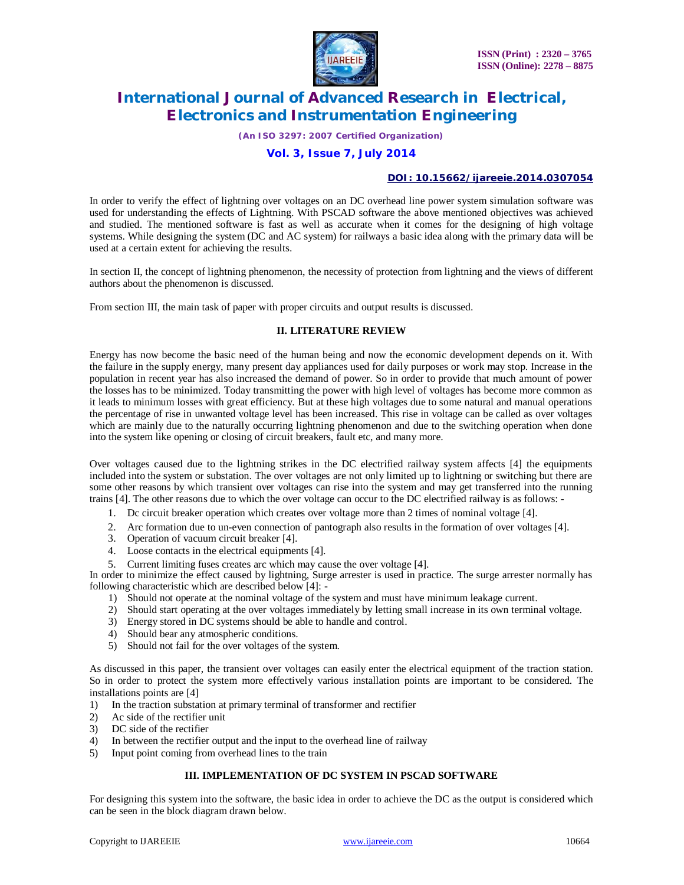In order to verify the effect of lightning over voltages on an DC overhead line power system simulation software was used for understanding the effects of Lightning. With PSCAD software the above mentioned objectives was achieved and studied. The mentioned software is fast as well as accurate when it comes for the designing of high voltage systems. While designing the system (DC and AC system) for railways a basic idea along with the primary data will be used at a certain extent for achieving the results.

In section II, the concept of lightning phenomenon, the necessity of protection from lightning and the views of different authors about the phenomenon is discussed.

From section III, the main task of paper with proper circuits and output results is discussed.

## II. LITERATURE REVIEW

Energy has now become the basic need of the human being and now the economic development depends on it. With the failure in the supply energy, many present day appliances used for daily purposes or work may stop. Increase in the population in recent year has also increased the demand of power. So in order to provide that much amount of power the losses has to be minimized. Today transmitting the power with high level of voltages has become more common as it leads to minimum losses with great efficiency. But at these high voltages due to some natural and manual operations the percentage of rise in unwanted voltage level has been increased. This rise in voltage can be called as over voltages which are mainly due to the naturally occurring lightning phenomenon and due to the switching operation when done into the system like opening or closing of circuit breakers, fault etc, and many more.

Over voltages caused due to the lightning strikes in the DC electrified railway system affects [4] the equipments included into the system or substation. The over voltages are not only limited up to lightning or switching but there are some other reasons by which transient over voltages can rise into the system and may get transferred into the running trains [4]. The other reasons due to which the over voltage can occur to the DC electrified railway is as follows: -

1. Dc circuit breaker operation which creates over voltage more than 2 times of nominal voltage [4].
2. Arc formation due to un-even connection of pantograph also results in the formation of over voltages [4].
3. Operation of vacuum circuit breaker [4].
4. Loose contacts in the electrical equipments [4].
5. Current limiting fuses creates arc which may cause the over voltage [4].

In order to minimize the effect caused by lightning, Surge arrester is used in practice. The surge arrester normally has following characteristic which are described below [4]: -

1) Should not operate at the nominal voltage of the system and must have minimum leakage current.
2) Should start operating at the over voltages immediately by letting small increase in its own terminal voltage.
3) Energy stored in DC systems should be able to handle and control.
4) Should bear any atmospheric conditions.
5) Should not fail for the over voltages of the system.

As discussed in this paper, the transient over voltages can easily enter the electrical equipment of the traction station. So in order to protect the system more effectively various installation points are important to be considered. The installations points are [4]

1) In the traction substation at primary terminal of transformer and rectifier
2) Ac side of the rectifier unit
3) DC side of the rectifier
4) In between the rectifier output and the input to the overhead line of railway
5) Input point coming from overhead lines to the train

## III. IMPLEMENTATION OF DC SYSTEM IN PSCAD SOFTWARE

For designing this system into the software, the basic idea in order to achieve the DC as the output is considered which can be seen in the block diagram drawn below.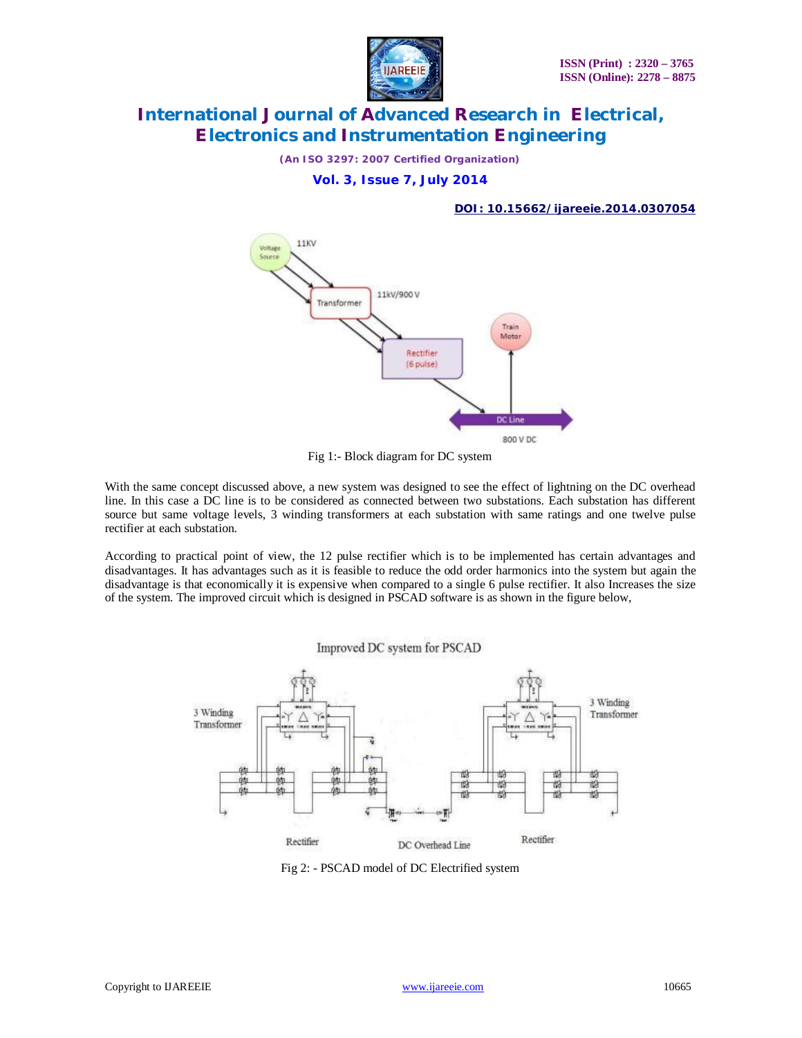Fig 1:- Block diagram for DC system

With the same concept discussed above, a new system was designed to see the effect of lightning on the DC overhead line. In this case a DC line is to be considered as connected between two substations. Each substation has different source but same voltage levels, 3 winding transformers at each substation with same ratings and one twelve pulse rectifier at each substation.

According to practical point of view, the 12 pulse rectifier which is to be implemented has certain advantages and disadvantages. It has advantages such as it is feasible to reduce the odd order harmonics into the system but again the disadvantage is that economically it is expensive when compared to a single 6 pulse rectifier. It also Increases the size of the system. The improved circuit which is designed in PSCAD software is as shown in the figure below,

Fig 2: - PSCAD model of DC Electrified system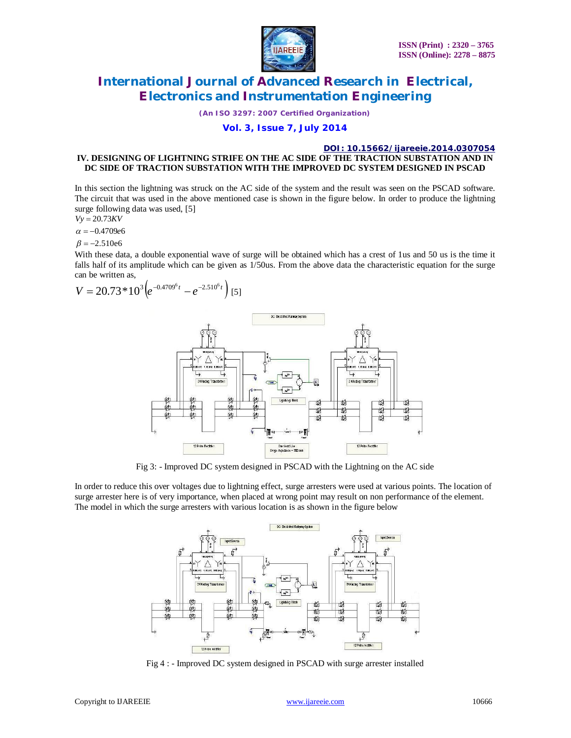## IV. DESIGNING OF LIGHTNING STRIFE ON THE AC SIDE OF THE TRACTION SUBSTATION AND IN DC SIDE OF TRACTION SUBSTATION WITH THE IMPROVED DC SYSTEM DESIGNED IN PSCAD

In this section the lightning was struck on the AC side of the system and the result was seen on the PSCAD software. The circuit that was used in the above mentioned case is shown in the figure below. In order to produce the lightning surge following data was used, [5]

$Vy = 20.73KV$

$\alpha = -0.4709e6$

$\beta = -2.510e6$

With these data, a double exponential wave of surge will be obtained which has a crest of 1us and 50 us is the time it falls half of its amplitude which can be given as 1/50us. From the above data the characteristic equation for the surge can be written as,

$$V = 20.73*10^3\left(e^{-0.4709^6 t} - e^{-2.510^6 t}\right) \text{ [5]}$$

Fig 3: - Improved DC system designed in PSCAD with the Lightning on the AC side

In order to reduce this over voltages due to lightning effect, surge arresters were used at various points. The location of surge arrester here is of very importance, when placed at wrong point may result on non performance of the element. The model in which the surge arresters with various location is as shown in the figure below

Fig 4 : - Improved DC system designed in PSCAD with surge arrester installed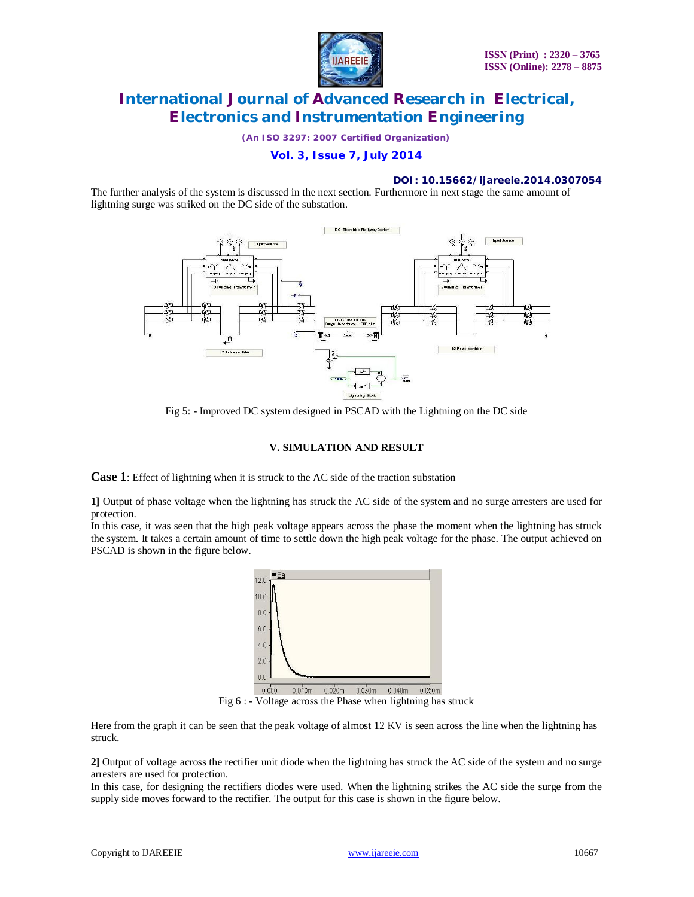The further analysis of the system is discussed in the next section. Furthermore in next stage the same amount of lightning surge was striked on the DC side of the substation.

Fig 5: - Improved DC system designed in PSCAD with the Lightning on the DC side

## V. SIMULATION AND RESULT

**Case 1**: Effect of lightning when it is struck to the AC side of the traction substation

**1]** Output of phase voltage when the lightning has struck the AC side of the system and no surge arresters are used for protection.

In this case, it was seen that the high peak voltage appears across the phase the moment when the lightning has struck the system. It takes a certain amount of time to settle down the high peak voltage for the phase. The output achieved on PSCAD is shown in the figure below.

Fig 6 : - Voltage across the Phase when lightning has struck

Here from the graph it can be seen that the peak voltage of almost 12 KV is seen across the line when the lightning has struck.

**2]** Output of voltage across the rectifier unit diode when the lightning has struck the AC side of the system and no surge arresters are used for protection.

In this case, for designing the rectifiers diodes were used. When the lightning strikes the AC side the surge from the supply side moves forward to the rectifier. The output for this case is shown in the figure below.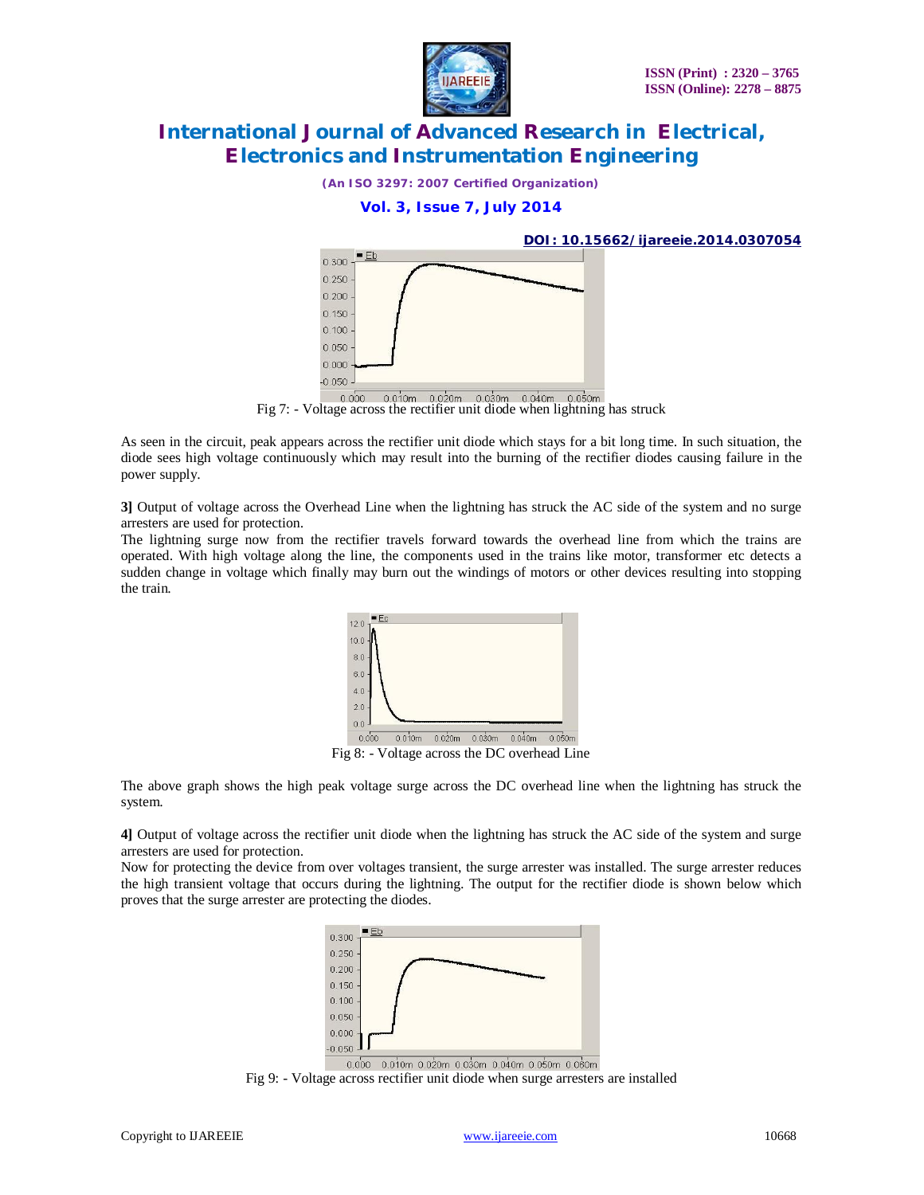Fig 7: - Voltage across the rectifier unit diode when lightning has struck

As seen in the circuit, peak appears across the rectifier unit diode which stays for a bit long time. In such situation, the diode sees high voltage continuously which may result into the burning of the rectifier diodes causing failure in the power supply.

**3]** Output of voltage across the Overhead Line when the lightning has struck the AC side of the system and no surge arresters are used for protection.

The lightning surge now from the rectifier travels forward towards the overhead line from which the trains are operated. With high voltage along the line, the components used in the trains like motor, transformer etc detects a sudden change in voltage which finally may burn out the windings of motors or other devices resulting into stopping the train.

Fig 8: - Voltage across the DC overhead Line

The above graph shows the high peak voltage surge across the DC overhead line when the lightning has struck the system.

**4]** Output of voltage across the rectifier unit diode when lightning has struck the AC side of the system and surge arresters are used for protection.

Now for protecting the device from over voltages transient, the surge arrester was installed. The surge arrester reduces the high transient voltage that occurs during the lightning. The output for the rectifier diode is shown below which proves that the surge arrester are protecting the diodes.

Fig 9: - Voltage across rectifier unit diode when surge arresters are installed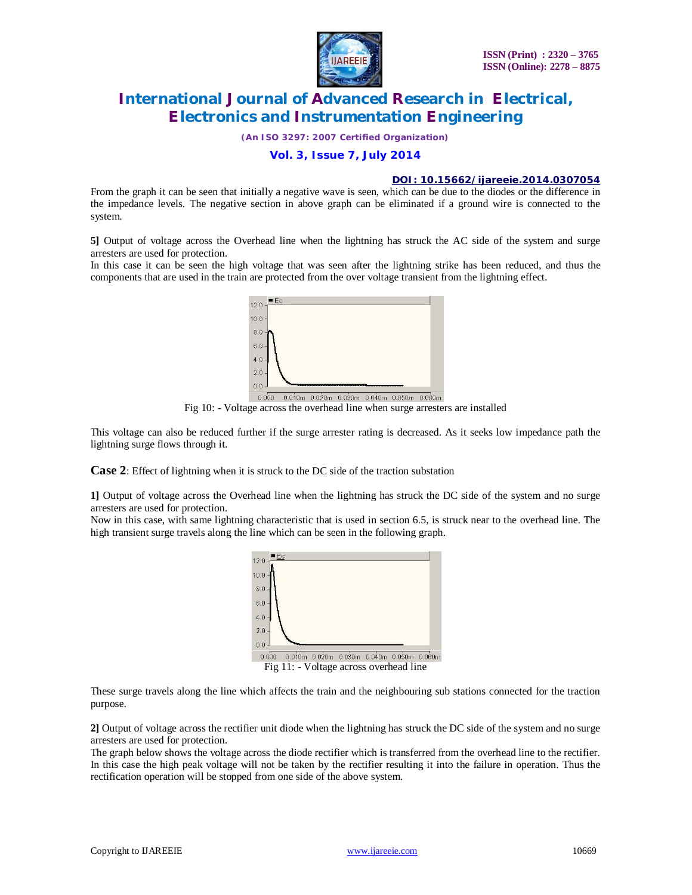From the graph it can be seen that initially a negative wave is seen, which can be due to the diodes or the difference in the impedance levels. The negative section in above graph can be eliminated if a ground wire is connected to the system.

**5]** Output of voltage across the Overhead line when the lightning has struck the AC side of the system and surge arresters are used for protection.
In this case it can be seen the high voltage that was seen after the lightning strike has been reduced, and thus the components that are used in the train are protected from the over voltage transient from the lightning effect.

Fig 10: - Voltage across the overhead line when surge arresters are installed

This voltage can also be reduced further if the surge arrester rating is decreased. As it seeks low impedance path the lightning surge flows through it.

**Case 2**: Effect of lightning when it is struck to the DC side of the traction substation

**1]** Output of voltage across the Overhead line when the lightning has struck the DC side of the system and no surge arresters are used for protection.
Now in this case, with same lightning characteristic that is used in section 6.5, is struck near to the overhead line. The high transient surge travels along the line which can be seen in the following graph.

Fig 11: - Voltage across overhead line

These surge travels along the line which affects the train and the neighbouring sub stations connected for the traction purpose.

**2]** Output of voltage across the rectifier unit diode when the lightning has struck the DC side of the system and no surge arresters are used for protection.
The graph below shows the voltage across the diode rectifier which is transferred from the overhead line to the rectifier. In this case the high peak voltage will not be taken by the rectifier resulting it into the failure in operation. Thus the rectification operation will be stopped from one side of the above system.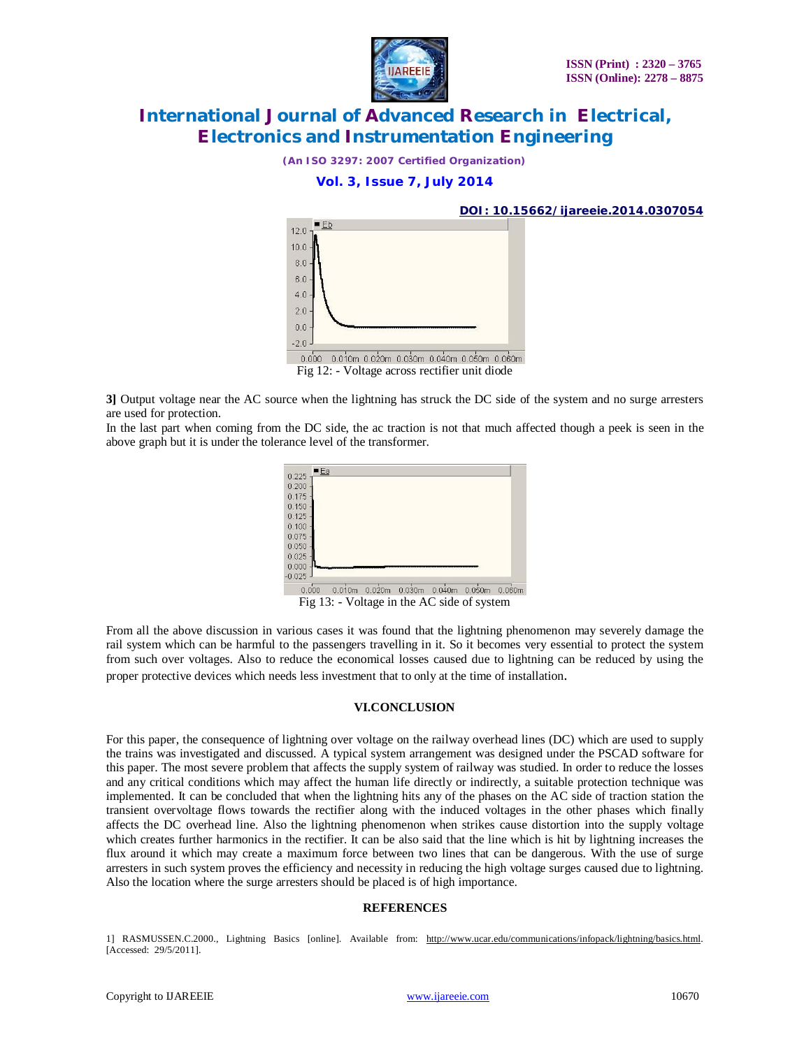Fig 12: - Voltage across rectifier unit diode

**3]** Output voltage near the AC source when the lightning has struck the DC side of the system and no surge arresters are used for protection.

In the last part when coming from the DC side, the ac traction is not that much affected though a peek is seen in the above graph but it is under the tolerance level of the transformer.

Fig 13: - Voltage in the AC side of system

From all the above discussion in various cases it was found that the lightning phenomenon may severely damage the rail system which can be harmful to the passengers travelling in it. So it becomes very essential to protect the system from such over voltages. Also to reduce the economical losses caused due to lightning can be reduced by using the proper protective devices which needs less investment that to only at the time of installation.

## VI.CONCLUSION

For this paper, the consequence of lightning over voltage on the railway overhead lines (DC) which are used to supply the trains was investigated and discussed. A typical system arrangement was designed under the PSCAD software for this paper. The most severe problem that affects the supply system of railway was studied. In order to reduce the losses and any critical conditions which may affect the human life directly or indirectly, a suitable protection technique was implemented. It can be concluded that when the lightning hits any of the phases on the AC side of traction station the transient overvoltage flows towards the rectifier along with the induced voltages in the other phases which finally affects the DC overhead line. Also the lightning phenomenon when strikes cause distortion into the supply voltage which creates further harmonics in the rectifier. It can be also said that the line which is hit by lightning increases the flux around it which may create a maximum force between two lines that can be dangerous. With the use of surge arresters in such system proves the efficiency and necessity in reducing the high voltage surges caused due to lightning. Also the location where the surge arresters should be placed is of high importance.

## REFERENCES

1] RASMUSSEN.C.2000., Lightning Basics [online]. Available from: http://www.ucar.edu/communications/infopack/lightning/basics.html. [Accessed: 29/5/2011].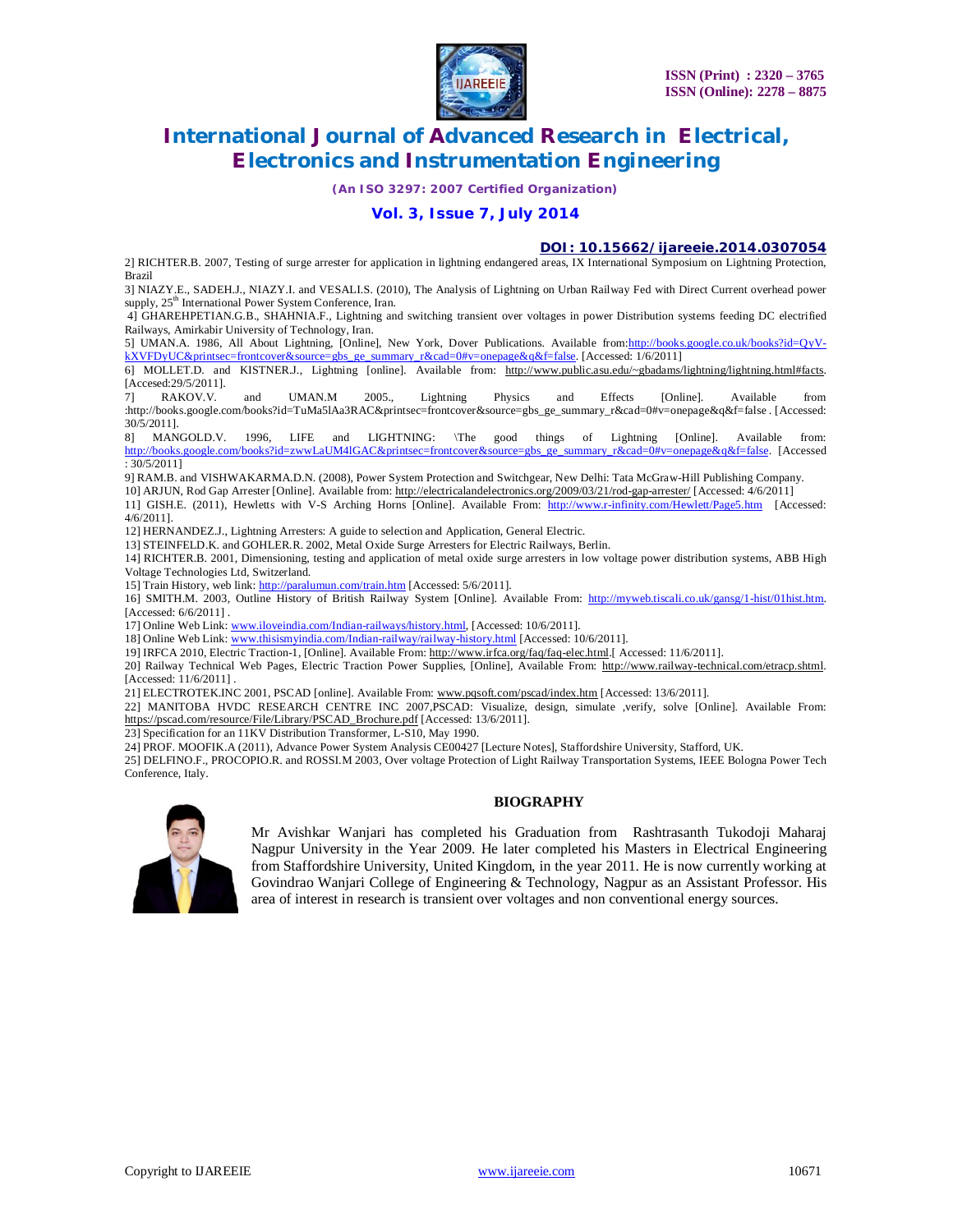2] RICHTER.B. 2007, Testing of surge arrester for application in lightning endangered areas, IX International Symposium on Lightning Protection, Brazil

3] NIAZY.E., SADEH.J., NIAZY.I. and VESALI.S. (2010), The Analysis of Lightning on Urban Railway Fed with Direct Current overhead power supply, 25th International Power System Conference, Iran.

4] GHAREHPETIAN.G.B., SHAHNIA.F., Lightning and switching transient over voltages in power Distribution systems feeding DC electrified Railways, Amirkabir University of Technology, Iran.

5] UMAN.A. 1986, All About Lightning, [Online], New York, Dover Publications. Available from:http://books.google.co.uk/books?id=QyV-kXVFDyUC&printsec=frontcover&source=gbs_ge_summary_r&cad=0#v=onepage&q&f=false. [Accessed: 1/6/2011]

6] MOLLET.D. and KISTNER.J., Lightning [online]. Available from: http://www.public.asu.edu/~gbadams/lightning/lightning.html#facts. [Accesed:29/5/2011].

7] RAKOV.V. and UMAN.M 2005., Lightning Physics and Effects [Online]. Available from :http://books.google.com/books?id=TuMa5lAa3RAC&printsec=frontcover&source=gbs_ge_summary_r&cad=0#v=onepage&q&f=false . [Accessed: 30/5/2011].

8] MANGOLD.V. 1996, LIFE and LIGHTNING: \The good things of Lightning [Online]. Available from: http://books.google.com/books?id=zwwLaUM4lGAC&printsec=frontcover&source=gbs_ge_summary_r&cad=0#v=onepage&q&f=false. [Accessed : 30/5/2011]

9] RAM.B. and VISHWAKARMA.D.N. (2008), Power System Protection and Switchgear, New Delhi: Tata McGraw-Hill Publishing Company.

10] ARJUN, Rod Gap Arrester [Online]. Available from: http://electricalandelectronics.org/2009/03/21/rod-gap-arrester/ [Accessed: 4/6/2011]

11] GISH.E. (2011), Hewletts with V-S Arching Horns [Online]. Available From: http://www.r-infinity.com/Hewlett/Page5.htm [Accessed: 4/6/2011].

12] HERNANDEZ.J., Lightning Arresters: A guide to selection and Application, General Electric.

13] STEINFELD.K. and GOHLER.R. 2002, Metal Oxide Surge Arresters for Electric Railways, Berlin.

14] RICHTER.B. 2001, Dimensioning, testing and application of metal oxide surge arresters in low voltage power distribution systems, ABB High Voltage Technologies Ltd, Switzerland.

15] Train History, web link: http://paralumun.com/train.htm [Accessed: 5/6/2011].

16] SMITH.M. 2003, Outline History of British Railway System [Online]. Available From: http://myweb.tiscali.co.uk/gansg/1-hist/01hist.htm. [Accessed: 6/6/2011] .

17] Online Web Link: www.iloveindia.com/Indian-railways/history.html, [Accessed: 10/6/2011].

18] Online Web Link: www.thisismyindia.com/Indian-railway/railway-history.html [Accessed: 10/6/2011].

19] IRFCA 2010, Electric Traction-1, [Online]. Available From: http://www.irfca.org/faq/faq-elec.html.[ Accessed: 11/6/2011].

20] Railway Technical Web Pages, Electric Traction Power Supplies, [Online], Available From: http://www.railway-technical.com/etracp.shtml. [Accessed: 11/6/2011] .

21] ELECTROTEK.INC 2001, PSCAD [online]. Available From: www.pqsoft.com/pscad/index.htm [Accessed: 13/6/2011].

22] MANITOBA HVDC RESEARCH CENTRE INC 2007,PSCAD: Visualize, design, simulate ,verify, solve [Online]. Available From: https://pscad.com/resource/File/Library/PSCAD_Brochure.pdf [Accessed: 13/6/2011].

23] Specification for an 11KV Distribution Transformer, L-S10, May 1990.

24] PROF. MOOFIK.A (2011), Advance Power System Analysis CE00427 [Lecture Notes], Staffordshire University, Stafford, UK.

25] DELFINO.F., PROCOPIO.R. and ROSSI.M 2003, Over voltage Protection of Light Railway Transportation Systems, IEEE Bologna Power Tech Conference, Italy.

## BIOGRAPHY

Mr Avishkar Wanjari has completed his Graduation from Rashtrasanth Tukodoji Maharaj Nagpur University in the Year 2009. He later completed his Masters in Electrical Engineering from Staffordshire University, United Kingdom, in the year 2011. He is now currently working at Govindrao Wanjari College of Engineering & Technology, Nagpur as an Assistant Professor. His area of interest in research is transient over voltages and non conventional energy sources.